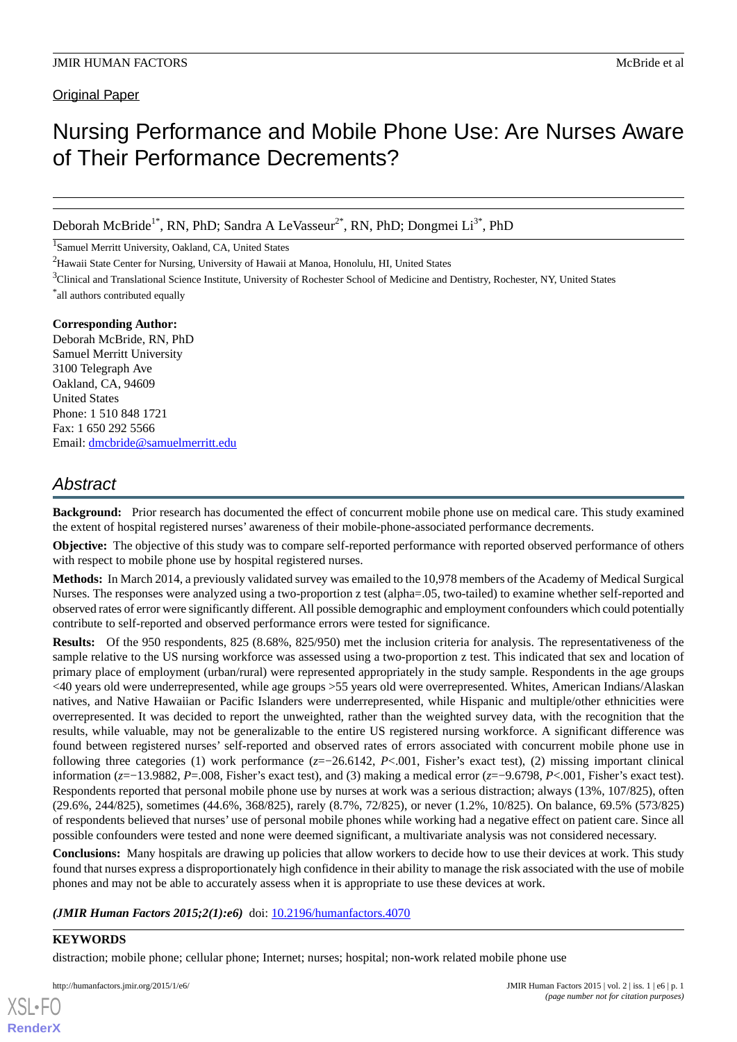Original Paper

# Nursing Performance and Mobile Phone Use: Are Nurses Aware of Their Performance Decrements?

Deborah McBride[1*], RN, PhD; Sandra A LeVasseur[2*], RN, PhD; Dongmei Li[3*], PhD

[1]Samuel Merritt University, Oakland, CA, United States

[2]Hawaii State Center for Nursing, University of Hawaii at Manoa, Honolulu, HI, United States

[3]Clinical and Translational Science Institute, University of Rochester School of Medicine and Dentistry, Rochester, NY, United States

[*]all authors contributed equally

**Corresponding Author:**
Deborah McBride, RN, PhD
Samuel Merritt University
3100 Telegraph Ave
Oakland, CA, 94609
United States
Phone: 1 510 848 1721
Fax: 1 650 292 5566
Email: dmcbride@samuelmerritt.edu

## Abstract

**Background:** Prior research has documented the effect of concurrent mobile phone use on medical care. This study examined the extent of hospital registered nurses' awareness of their mobile-phone-associated performance decrements.

**Objective:** The objective of this study was to compare self-reported performance with reported observed performance of others with respect to mobile phone use by hospital registered nurses.

**Methods:** In March 2014, a previously validated survey was emailed to the 10,978 members of the Academy of Medical Surgical Nurses. The responses were analyzed using a two-proportion z test (alpha=.05, two-tailed) to examine whether self-reported and observed rates of error were significantly different. All possible demographic and employment confounders which could potentially contribute to self-reported and observed performance errors were tested for significance.

**Results:** Of the 950 respondents, 825 (8.68%, 825/950) met the inclusion criteria for analysis. The representativeness of the sample relative to the US nursing workforce was assessed using a two-proportion z test. This indicated that sex and location of primary place of employment (urban/rural) were represented appropriately in the study sample. Respondents in the age groups <40 years old were underrepresented, while age groups >55 years old were overrepresented. Whites, American Indians/Alaskan natives, and Native Hawaiian or Pacific Islanders were underrepresented, while Hispanic and multiple/other ethnicities were overrepresented. It was decided to report the unweighted, rather than the weighted survey data, with the recognition that the results, while valuable, may not be generalizable to the entire US registered nursing workforce. A significant difference was found between registered nurses' self-reported and observed rates of errors associated with concurrent mobile phone use in following three categories (1) work performance ($z=-26.6142$, $P<.001$, Fisher's exact test), (2) missing important clinical information ($z=-13.9882$, $P=.008$, Fisher's exact test), and (3) making a medical error ($z=-9.6798$, $P<.001$, Fisher's exact test). Respondents reported that personal mobile phone use by nurses at work was a serious distraction; always (13%, 107/825), often (29.6%, 244/825), sometimes (44.6%, 368/825), rarely (8.7%, 72/825), or never (1.2%, 10/825). On balance, 69.5% (573/825) of respondents believed that nurses' use of personal mobile phones while working had a negative effect on patient care. Since all possible confounders were tested and none were deemed significant, a multivariate analysis was not considered necessary.

**Conclusions:** Many hospitals are drawing up policies that allow workers to decide how to use their devices at work. This study found that nurses express a disproportionately high confidence in their ability to manage the risk associated with the use of mobile phones and may not be able to accurately assess when it is appropriate to use these devices at work.

***(JMIR Human Factors 2015;2(1):e6)*** doi: 10.2196/humanfactors.4070

**KEYWORDS**

distraction; mobile phone; cellular phone; Internet; nurses; hospital; non-work related mobile phone use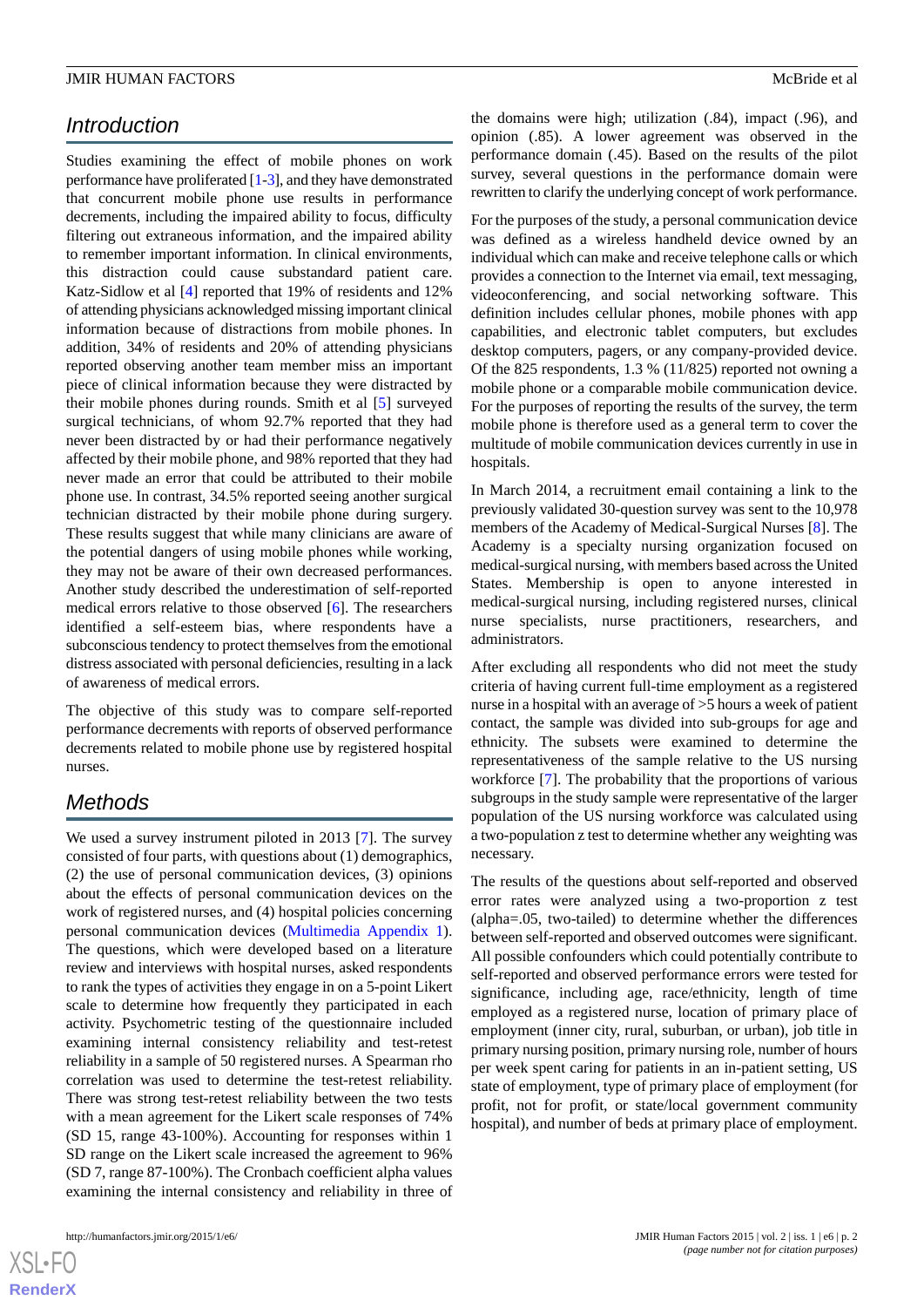## Introduction

Studies examining the effect of mobile phones on work performance have proliferated [1-3], and they have demonstrated that concurrent mobile phone use results in performance decrements, including the impaired ability to focus, difficulty filtering out extraneous information, and the impaired ability to remember important information. In clinical environments, this distraction could cause substandard patient care. Katz-Sidlow et al [4] reported that 19% of residents and 12% of attending physicians acknowledged missing important clinical information because of distractions from mobile phones. In addition, 34% of residents and 20% of attending physicians reported observing another team member miss an important piece of clinical information because they were distracted by their mobile phones during rounds. Smith et al [5] surveyed surgical technicians, of whom 92.7% reported that they had never been distracted by or had their performance negatively affected by their mobile phone, and 98% reported that they had never made an error that could be attributed to their mobile phone use. In contrast, 34.5% reported seeing another surgical technician distracted by their mobile phone during surgery. These results suggest that while many clinicians are aware of the potential dangers of using mobile phones while working, they may not be aware of their own decreased performances. Another study described the underestimation of self-reported medical errors relative to those observed [6]. The researchers identified a self-esteem bias, where respondents have a subconscious tendency to protect themselves from the emotional distress associated with personal deficiencies, resulting in a lack of awareness of medical errors.

The objective of this study was to compare self-reported performance decrements with reports of observed performance decrements related to mobile phone use by registered hospital nurses.

## Methods

We used a survey instrument piloted in 2013 [7]. The survey consisted of four parts, with questions about (1) demographics, (2) the use of personal communication devices, (3) opinions about the effects of personal communication devices on the work of registered nurses, and (4) hospital policies concerning personal communication devices (Multimedia Appendix 1). The questions, which were developed based on a literature review and interviews with hospital nurses, asked respondents to rank the types of activities they engage in on a 5-point Likert scale to determine how frequently they participated in each activity. Psychometric testing of the questionnaire included examining internal consistency reliability and test-retest reliability in a sample of 50 registered nurses. A Spearman rho correlation was used to determine the test-retest reliability. There was strong test-retest reliability between the two tests with a mean agreement for the Likert scale responses of 74% (SD 15, range 43-100%). Accounting for responses within 1 SD range on the Likert scale increased the agreement to 96% (SD 7, range 87-100%). The Cronbach coefficient alpha values examining the internal consistency and reliability in three of the domains were high; utilization (.84), impact (.96), and opinion (.85). A lower agreement was observed in the performance domain (.45). Based on the results of the pilot survey, several questions in the performance domain were rewritten to clarify the underlying concept of work performance.

For the purposes of the study, a personal communication device was defined as a wireless handheld device owned by an individual which can make and receive telephone calls or which provides a connection to the Internet via email, text messaging, videoconferencing, and social networking software. This definition includes cellular phones, mobile phones with app capabilities, and electronic tablet computers, but excludes desktop computers, pagers, or any company-provided device. Of the 825 respondents, 1.3 % (11/825) reported not owning a mobile phone or a comparable mobile communication device. For the purposes of reporting the results of the survey, the term mobile phone is therefore used as a general term to cover the multitude of mobile communication devices currently in use in hospitals.

In March 2014, a recruitment email containing a link to the previously validated 30-question survey was sent to the 10,978 members of the Academy of Medical-Surgical Nurses [8]. The Academy is a specialty nursing organization focused on medical-surgical nursing, with members based across the United States. Membership is open to anyone interested in medical-surgical nursing, including registered nurses, clinical nurse specialists, nurse practitioners, researchers, and administrators.

After excluding all respondents who did not meet the study criteria of having current full-time employment as a registered nurse in a hospital with an average of >5 hours a week of patient contact, the sample was divided into sub-groups for age and ethnicity. The subsets were examined to determine the representativeness of the sample relative to the US nursing workforce [7]. The probability that the proportions of various subgroups in the study sample were representative of the larger population of the US nursing workforce was calculated using a two-population z test to determine whether any weighting was necessary.

The results of the questions about self-reported and observed error rates were analyzed using a two-proportion z test (alpha=.05, two-tailed) to determine whether the differences between self-reported and observed outcomes were significant. All possible confounders which could potentially contribute to self-reported and observed performance errors were tested for significance, including age, race/ethnicity, length of time employed as a registered nurse, location of primary place of employment (inner city, rural, suburban, or urban), job title in primary nursing position, primary nursing role, number of hours per week spent caring for patients in an in-patient setting, US state of employment, type of primary place of employment (for profit, not for profit, or state/local government community hospital), and number of beds at primary place of employment.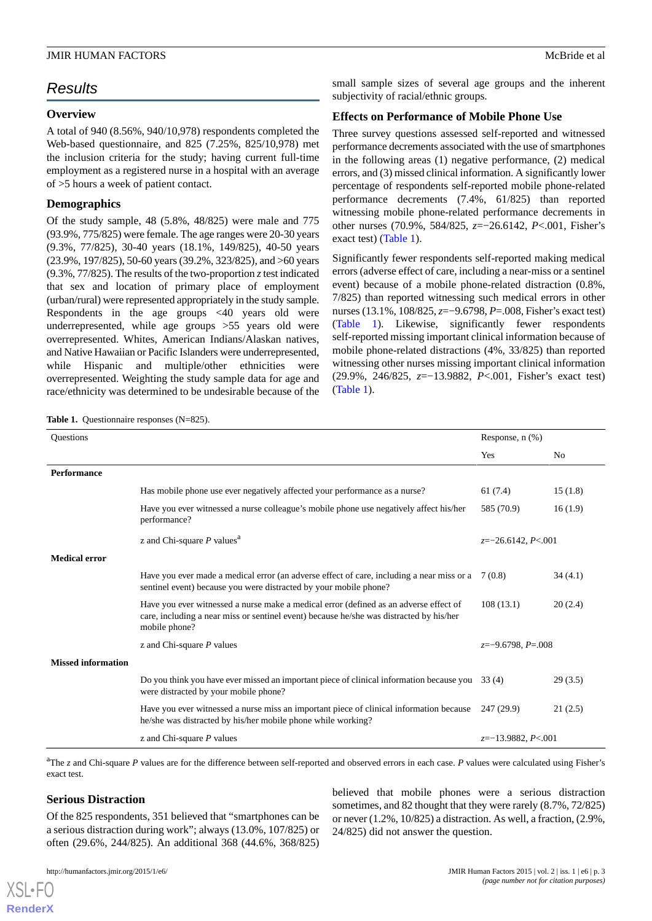## Results

### Overview

A total of 940 (8.56%, 940/10,978) respondents completed the Web-based questionnaire, and 825 (7.25%, 825/10,978) met the inclusion criteria for the study; having current full-time employment as a registered nurse in a hospital with an average of >5 hours a week of patient contact.

### Demographics

Of the study sample, 48 (5.8%, 48/825) were male and 775 (93.9%, 775/825) were female. The age ranges were 20-30 years (9.3%, 77/825), 30-40 years (18.1%, 149/825), 40-50 years (23.9%, 197/825), 50-60 years (39.2%, 323/825), and >60 years (9.3%, 77/825). The results of the two-proportion *z* test indicated that sex and location of primary place of employment (urban/rural) were represented appropriately in the study sample. Respondents in the age groups <40 years old were underrepresented, while age groups >55 years old were overrepresented. Whites, American Indians/Alaskan natives, and Native Hawaiian or Pacific Islanders were underrepresented, while Hispanic and multiple/other ethnicities were overrepresented. Weighting the study sample data for age and race/ethnicity was determined to be undesirable because of the small sample sizes of several age groups and the inherent subjectivity of racial/ethnic groups.

### Effects on Performance of Mobile Phone Use

Three survey questions assessed self-reported and witnessed performance decrements associated with the use of smartphones in the following areas (1) negative performance, (2) medical errors, and (3) missed clinical information. A significantly lower percentage of respondents self-reported mobile phone-related performance decrements (7.4%, 61/825) than reported witnessing mobile phone-related performance decrements in other nurses (70.9%, 584/825, $z=-26.6142$, $P<.001$, Fisher's exact test) (Table 1).

Significantly fewer respondents self-reported making medical errors (adverse effect of care, including a near-miss or a sentinel event) because of a mobile phone-related distraction (0.8%, 7/825) than reported witnessing such medical errors in other nurses (13.1%, 108/825, $z=-9.6798$, $P=.008$, Fisher's exact test) (Table 1). Likewise, significantly fewer respondents self-reported missing important clinical information because of mobile phone-related distractions (4%, 33/825) than reported witnessing other nurses missing important clinical information (29.9%, 246/825, $z=-13.9882$, $P<.001$, Fisher's exact test) (Table 1).

**Table 1.** Questionnaire responses (N=825).

| Questions | | Response, n (%) | |
|---|---|---|---|
| | | Yes | No |
| **Performance** | | | |
| | Has mobile phone use ever negatively affected your performance as a nurse? | 61 (7.4) | 15 (1.8) |
| | Have you ever witnessed a nurse colleague's mobile phone use negatively affect his/her performance? | 585 (70.9) | 16 (1.9) |
| | z and Chi-square *P* values[a] | $z=-26.6142$, $P<.001$ | |
| **Medical error** | | | |
| | Have you ever made a medical error (an adverse effect of care, including a near miss or a sentinel event) because you were distracted by your mobile phone? | 7 (0.8) | 34 (4.1) |
| | Have you ever witnessed a nurse make a medical error (defined as an adverse effect of care, including a near miss or sentinel event) because he/she was distracted by his/her mobile phone? | 108 (13.1) | 20 (2.4) |
| | z and Chi-square *P* values | $z=-9.6798$, $P=.008$ | |
| **Missed information** | | | |
| | Do you think you have ever missed an important piece of clinical information because you were distracted by your mobile phone? | 33 (4) | 29 (3.5) |
| | Have you ever witnessed a nurse miss an important piece of clinical information because he/she was distracted by his/her mobile phone while working? | 247 (29.9) | 21 (2.5) |
| | z and Chi-square *P* values | $z=-13.9882$, $P<.001$ | |

[a]The *z* and Chi-square *P* values are for the difference between self-reported and observed errors in each case. *P* values were calculated using Fisher's exact test.

### Serious Distraction

Of the 825 respondents, 351 believed that "smartphones can be a serious distraction during work"; always (13.0%, 107/825) or often (29.6%, 244/825). An additional 368 (44.6%, 368/825) believed that mobile phones were a serious distraction sometimes, and 82 thought that they were rarely (8.7%, 72/825) or never (1.2%, 10/825) a distraction. As well, a fraction, (2.9%, 24/825) did not answer the question.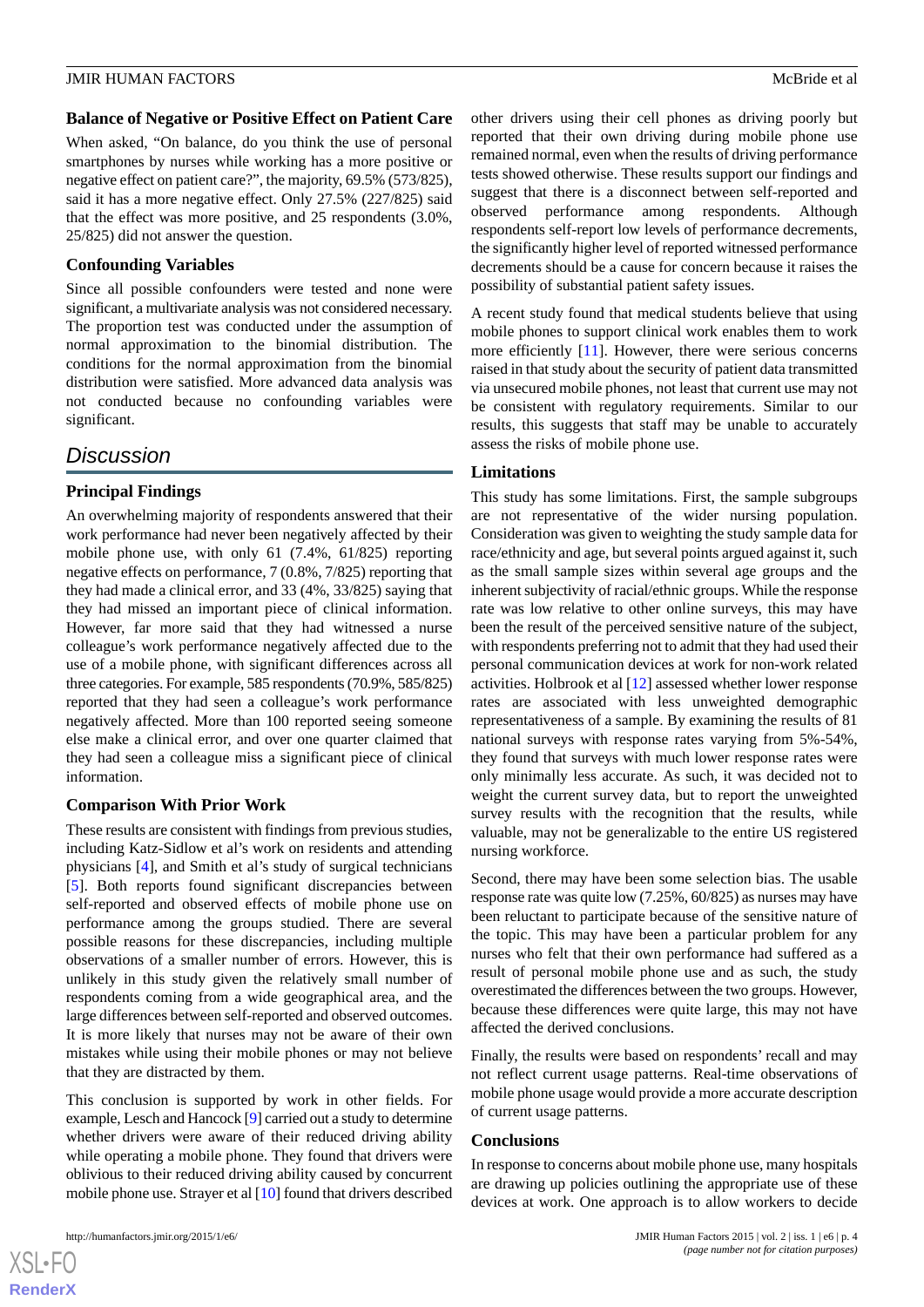### Balance of Negative or Positive Effect on Patient Care

When asked, "On balance, do you think the use of personal smartphones by nurses while working has a more positive or negative effect on patient care?", the majority, 69.5% (573/825), said it has a more negative effect. Only 27.5% (227/825) said that the effect was more positive, and 25 respondents (3.0%, 25/825) did not answer the question.

### Confounding Variables

Since all possible confounders were tested and none were significant, a multivariate analysis was not considered necessary. The proportion test was conducted under the assumption of normal approximation to the binomial distribution. The conditions for the normal approximation from the binomial distribution were satisfied. More advanced data analysis was not conducted because no confounding variables were significant.

## Discussion

### Principal Findings

An overwhelming majority of respondents answered that their work performance had never been negatively affected by their mobile phone use, with only 61 (7.4%, 61/825) reporting negative effects on performance, 7 (0.8%, 7/825) reporting that they had made a clinical error, and 33 (4%, 33/825) saying that they had missed an important piece of clinical information. However, far more said that they had witnessed a nurse colleague's work performance negatively affected due to the use of a mobile phone, with significant differences across all three categories. For example, 585 respondents (70.9%, 585/825) reported that they had seen a colleague's work performance negatively affected. More than 100 reported seeing someone else make a clinical error, and over one quarter claimed that they had seen a colleague miss a significant piece of clinical information.

### Comparison With Prior Work

These results are consistent with findings from previous studies, including Katz-Sidlow et al's work on residents and attending physicians [4], and Smith et al's study of surgical technicians [5]. Both reports found significant discrepancies between self-reported and observed effects of mobile phone use on performance among the groups studied. There are several possible reasons for these discrepancies, including multiple observations of a smaller number of errors. However, this is unlikely in this study given the relatively small number of respondents coming from a wide geographical area, and the large differences between self-reported and observed outcomes. It is more likely that nurses may not be aware of their own mistakes while using their mobile phones or may not believe that they are distracted by them.

This conclusion is supported by work in other fields. For example, Lesch and Hancock [9] carried out a study to determine whether drivers were aware of their reduced driving ability while operating a mobile phone. They found that drivers were oblivious to their reduced driving ability caused by concurrent mobile phone use. Strayer et al [10] found that drivers described other drivers using their cell phones as driving poorly but reported that their own driving during mobile phone use remained normal, even when the results of driving performance tests showed otherwise. These results support our findings and suggest that there is a disconnect between self-reported and observed performance among respondents. Although respondents self-report low levels of performance decrements, the significantly higher level of reported witnessed performance decrements should be a cause for concern because it raises the possibility of substantial patient safety issues.

A recent study found that medical students believe that using mobile phones to support clinical work enables them to work more efficiently [11]. However, there were serious concerns raised in that study about the security of patient data transmitted via unsecured mobile phones, not least that current use may not be consistent with regulatory requirements. Similar to our results, this suggests that staff may be unable to accurately assess the risks of mobile phone use.

### Limitations

This study has some limitations. First, the sample subgroups are not representative of the wider nursing population. Consideration was given to weighting the study sample data for race/ethnicity and age, but several points argued against it, such as the small sample sizes within several age groups and the inherent subjectivity of racial/ethnic groups. While the response rate was low relative to other online surveys, this may have been the result of the perceived sensitive nature of the subject, with respondents preferring not to admit that they had used their personal communication devices at work for non-work related activities. Holbrook et al [12] assessed whether lower response rates are associated with less unweighted demographic representativeness of a sample. By examining the results of 81 national surveys with response rates varying from 5%-54%, they found that surveys with much lower response rates were only minimally less accurate. As such, it was decided not to weight the current survey data, but to report the unweighted survey results with the recognition that the results, while valuable, may not be generalizable to the entire US registered nursing workforce.

Second, there may have been some selection bias. The usable response rate was quite low (7.25%, 60/825) as nurses may have been reluctant to participate because of the sensitive nature of the topic. This may have been a particular problem for any nurses who felt that their own performance had suffered as a result of personal mobile phone use and as such, the study overestimated the differences between the two groups. However, because these differences were quite large, this may not have affected the derived conclusions.

Finally, the results were based on respondents' recall and may not reflect current usage patterns. Real-time observations of mobile phone usage would provide a more accurate description of current usage patterns.

### Conclusions

In response to concerns about mobile phone use, many hospitals are drawing up policies outlining the appropriate use of these devices at work. One approach is to allow workers to decide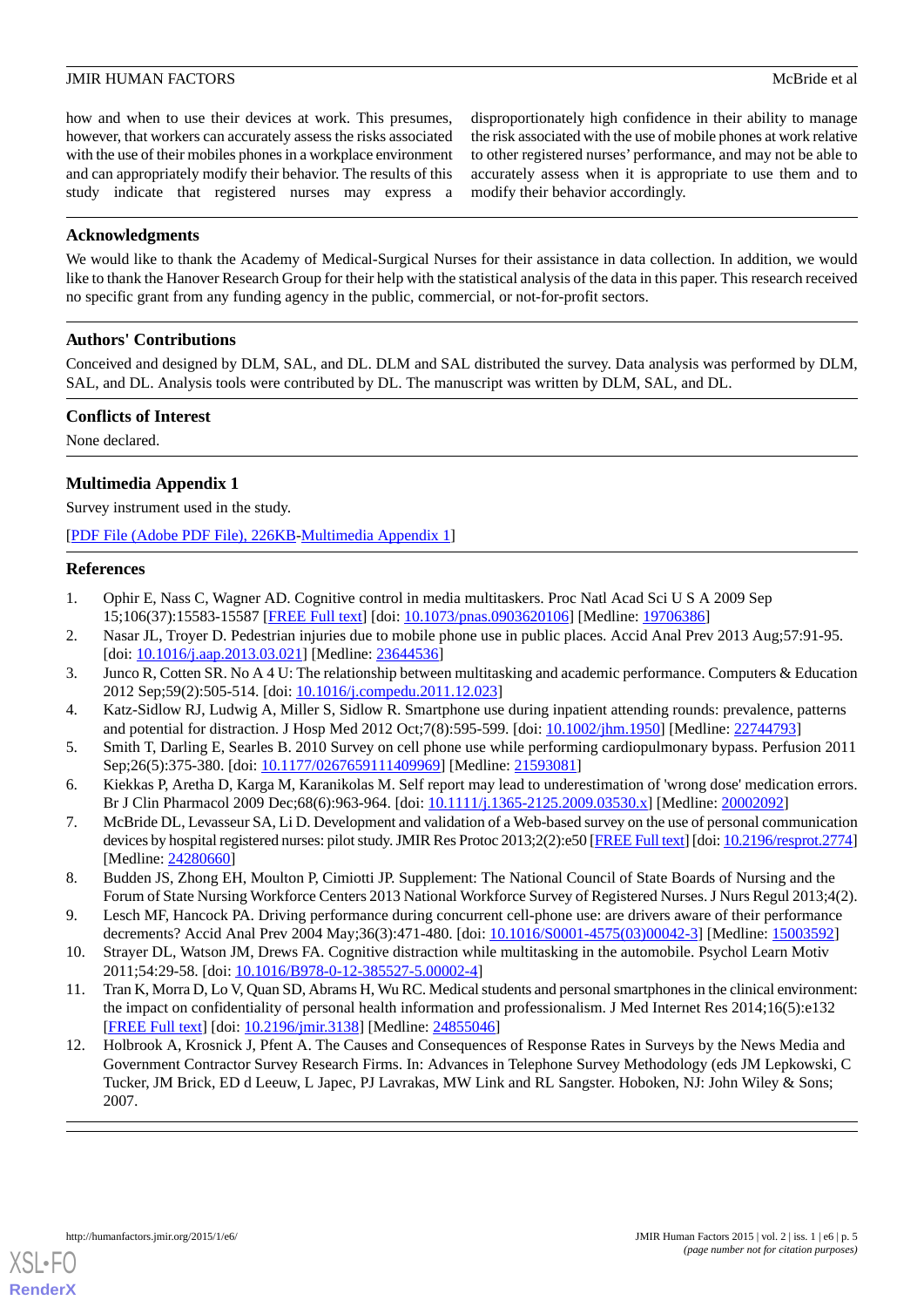how and when to use their devices at work. This presumes, however, that workers can accurately assess the risks associated with the use of their mobiles phones in a workplace environment and can appropriately modify their behavior. The results of this study indicate that registered nurses may express a disproportionately high confidence in their ability to manage the risk associated with the use of mobile phones at work relative to other registered nurses' performance, and may not be able to accurately assess when it is appropriate to use them and to modify their behavior accordingly.

## Acknowledgments

We would like to thank the Academy of Medical-Surgical Nurses for their assistance in data collection. In addition, we would like to thank the Hanover Research Group for their help with the statistical analysis of the data in this paper. This research received no specific grant from any funding agency in the public, commercial, or not-for-profit sectors.

## Authors' Contributions

Conceived and designed by DLM, SAL, and DL. DLM and SAL distributed the survey. Data analysis was performed by DLM, SAL, and DL. Analysis tools were contributed by DL. The manuscript was written by DLM, SAL, and DL.

## Conflicts of Interest

None declared.

## Multimedia Appendix 1

Survey instrument used in the study.

[PDF File (Adobe PDF File), 226KB-Multimedia Appendix 1]

## References

1. Ophir E, Nass C, Wagner AD. Cognitive control in media multitaskers. Proc Natl Acad Sci U S A 2009 Sep 15;106(37):15583-15587 [FREE Full text] [doi: 10.1073/pnas.0903620106] [Medline: 19706386]
2. Nasar JL, Troyer D. Pedestrian injuries due to mobile phone use in public places. Accid Anal Prev 2013 Aug;57:91-95. [doi: 10.1016/j.aap.2013.03.021] [Medline: 23644536]
3. Junco R, Cotten SR. No A 4 U: The relationship between multitasking and academic performance. Computers & Education 2012 Sep;59(2):505-514. [doi: 10.1016/j.compedu.2011.12.023]
4. Katz-Sidlow RJ, Ludwig A, Miller S, Sidlow R. Smartphone use during inpatient attending rounds: prevalence, patterns and potential for distraction. J Hosp Med 2012 Oct;7(8):595-599. [doi: 10.1002/jhm.1950] [Medline: 22744793]
5. Smith T, Darling E, Searles B. 2010 Survey on cell phone use while performing cardiopulmonary bypass. Perfusion 2011 Sep;26(5):375-380. [doi: 10.1177/0267659111409969] [Medline: 21593081]
6. Kiekkas P, Aretha D, Karga M, Karanikolas M. Self report may lead to underestimation of 'wrong dose' medication errors. Br J Clin Pharmacol 2009 Dec;68(6):963-964. [doi: 10.1111/j.1365-2125.2009.03530.x] [Medline: 20002092]
7. McBride DL, Levasseur SA, Li D. Development and validation of a Web-based survey on the use of personal communication devices by hospital registered nurses: pilot study. JMIR Res Protoc 2013;2(2):e50 [FREE Full text] [doi: 10.2196/resprot.2774] [Medline: 24280660]
8. Budden JS, Zhong EH, Moulton P, Cimiotti JP. Supplement: The National Council of State Boards of Nursing and the Forum of State Nursing Workforce Centers 2013 National Workforce Survey of Registered Nurses. J Nurs Regul 2013;4(2).
9. Lesch MF, Hancock PA. Driving performance during concurrent cell-phone use: are drivers aware of their performance decrements? Accid Anal Prev 2004 May;36(3):471-480. [doi: 10.1016/S0001-4575(03)00042-3] [Medline: 15003592]
10. Strayer DL, Watson JM, Drews FA. Cognitive distraction while multitasking in the automobile. Psychol Learn Motiv 2011;54:29-58. [doi: 10.1016/B978-0-12-385527-5.00002-4]
11. Tran K, Morra D, Lo V, Quan SD, Abrams H, Wu RC. Medical students and personal smartphones in the clinical environment: the impact on confidentiality of personal health information and professionalism. J Med Internet Res 2014;16(5):e132 [FREE Full text] [doi: 10.2196/jmir.3138] [Medline: 24855046]
12. Holbrook A, Krosnick J, Pfent A. The Causes and Consequences of Response Rates in Surveys by the News Media and Government Contractor Survey Research Firms. In: Advances in Telephone Survey Methodology (eds JM Lepkowski, C Tucker, JM Brick, ED d Leeuw, L Japec, PJ Lavrakas, MW Link and RL Sangster. Hoboken, NJ: John Wiley & Sons; 2007.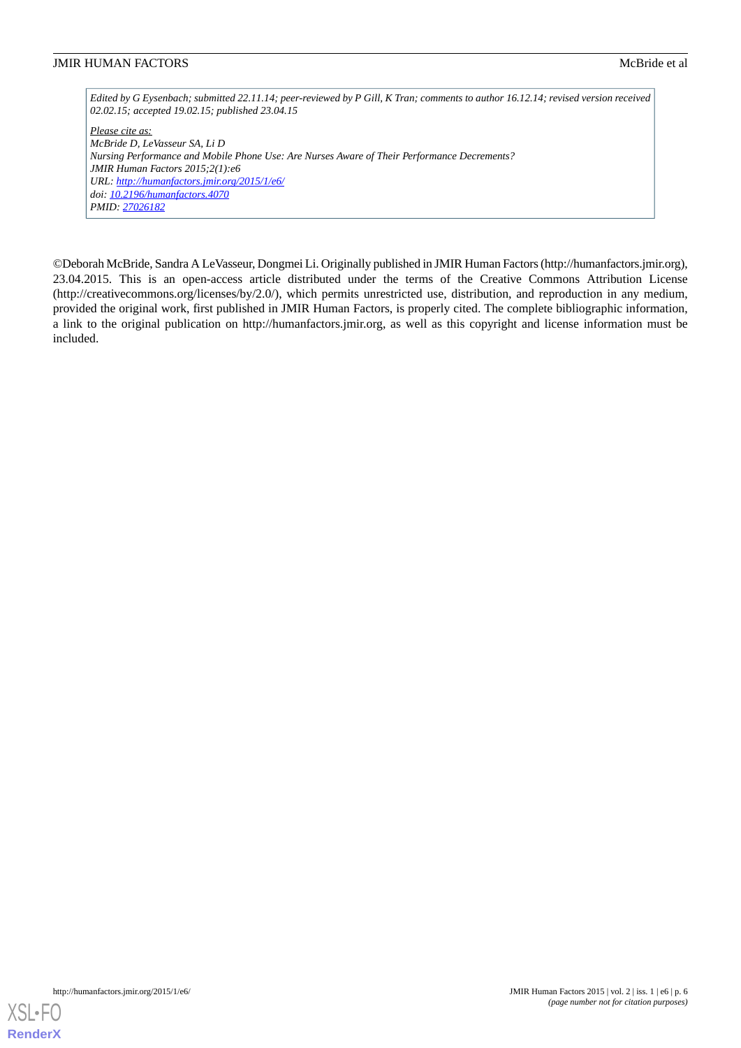*Edited by G Eysenbach; submitted 22.11.14; peer-reviewed by P Gill, K Tran; comments to author 16.12.14; revised version received 02.02.15; accepted 19.02.15; published 23.04.15*

*Please cite as:*
*McBride D, LeVasseur SA, Li D*
*Nursing Performance and Mobile Phone Use: Are Nurses Aware of Their Performance Decrements?*
*JMIR Human Factors 2015;2(1):e6*
*URL: [http://humanfactors.jmir.org/2015/1/e6/](http://humanfactors.jmir.org/2015/1/e6/)*
*doi: [10.2196/humanfactors.4070](10.2196/humanfactors.4070)*
*PMID: [27026182](27026182)*

©Deborah McBride, Sandra A LeVasseur, Dongmei Li. Originally published in JMIR Human Factors (http://humanfactors.jmir.org), 23.04.2015. This is an open-access article distributed under the terms of the Creative Commons Attribution License (http://creativecommons.org/licenses/by/2.0/), which permits unrestricted use, distribution, and reproduction in any medium, provided the original work, first published in JMIR Human Factors, is properly cited. The complete bibliographic information, a link to the original publication on http://humanfactors.jmir.org, as well as this copyright and license information must be included.